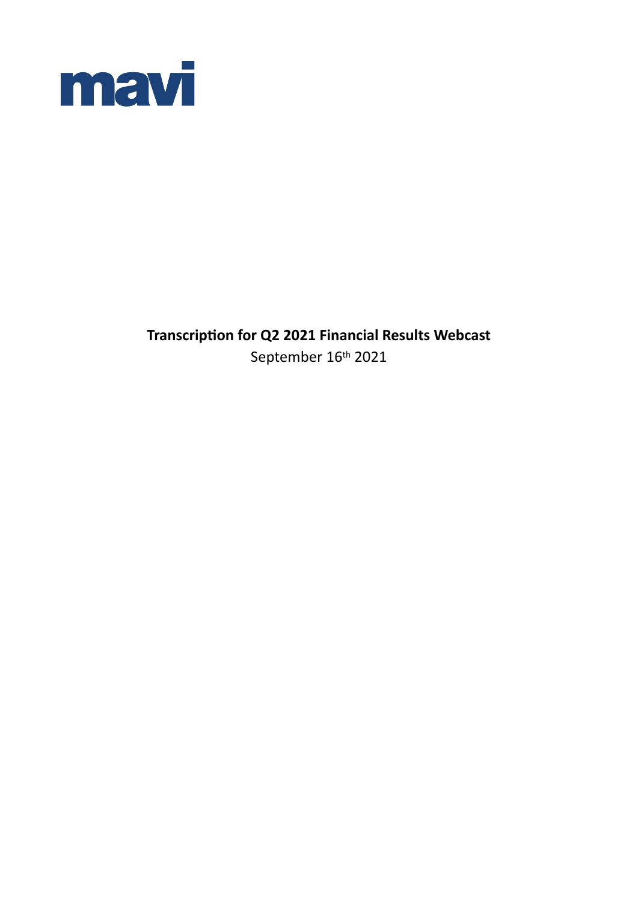mavi

**Transcription for Q2 2021 Financial Results Webcast**

September 16th 2021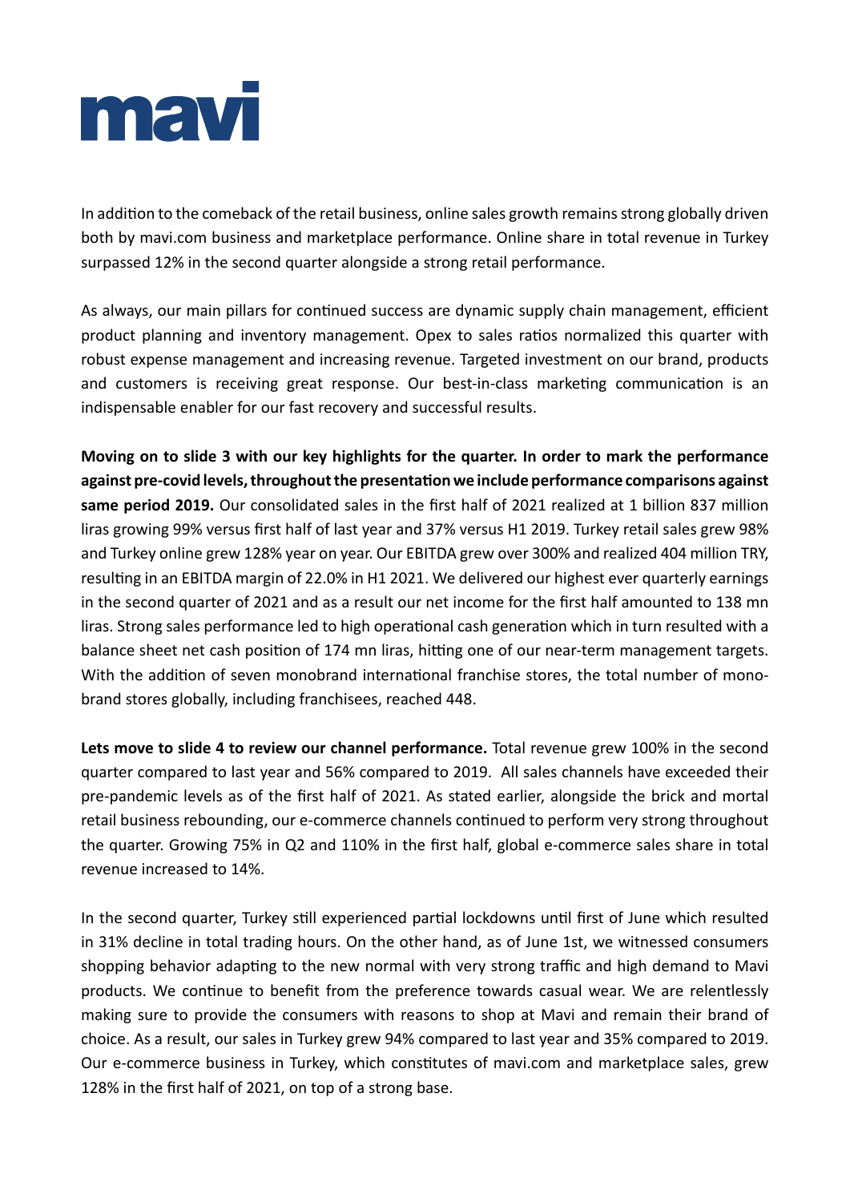In addition to the comeback of the retail business, online sales growth remains strong globally driven both by mavi.com business and marketplace performance. Online share in total revenue in Turkey surpassed 12% in the second quarter alongside a strong retail performance.

As always, our main pillars for continued success are dynamic supply chain management, efficient product planning and inventory management. Opex to sales ratios normalized this quarter with robust expense management and increasing revenue. Targeted investment on our brand, products and customers is receiving great response. Our best-in-class marketing communication is an indispensable enabler for our fast recovery and successful results.

**Moving on to slide 3 with our key highlights for the quarter. In order to mark the performance against pre-covid levels, throughout the presentation we include performance comparisons against same period 2019.** Our consolidated sales in the first half of 2021 realized at 1 billion 837 million liras growing 99% versus first half of last year and 37% versus H1 2019. Turkey retail sales grew 98% and Turkey online grew 128% year on year. Our EBITDA grew over 300% and realized 404 million TRY, resulting in an EBITDA margin of 22.0% in H1 2021. We delivered our highest ever quarterly earnings in the second quarter of 2021 and as a result our net income for the first half amounted to 138 mn liras. Strong sales performance led to high operational cash generation which in turn resulted with a balance sheet net cash position of 174 mn liras, hitting one of our near-term management targets. With the addition of seven monobrand international franchise stores, the total number of mono-brand stores globally, including franchisees, reached 448.

**Lets move to slide 4 to review our channel performance.** Total revenue grew 100% in the second quarter compared to last year and 56% compared to 2019. All sales channels have exceeded their pre-pandemic levels as of the first half of 2021. As stated earlier, alongside the brick and mortal retail business rebounding, our e-commerce channels continued to perform very strong throughout the quarter. Growing 75% in Q2 and 110% in the first half, global e-commerce sales share in total revenue increased to 14%.

In the second quarter, Turkey still experienced partial lockdowns until first of June which resulted in 31% decline in total trading hours. On the other hand, as of June 1st, we witnessed consumers shopping behavior adapting to the new normal with very strong traffic and high demand to Mavi products. We continue to benefit from the preference towards casual wear. We are relentlessly making sure to provide the consumers with reasons to shop at Mavi and remain their brand of choice. As a result, our sales in Turkey grew 94% compared to last year and 35% compared to 2019. Our e-commerce business in Turkey, which constitutes of mavi.com and marketplace sales, grew 128% in the first half of 2021, on top of a strong base.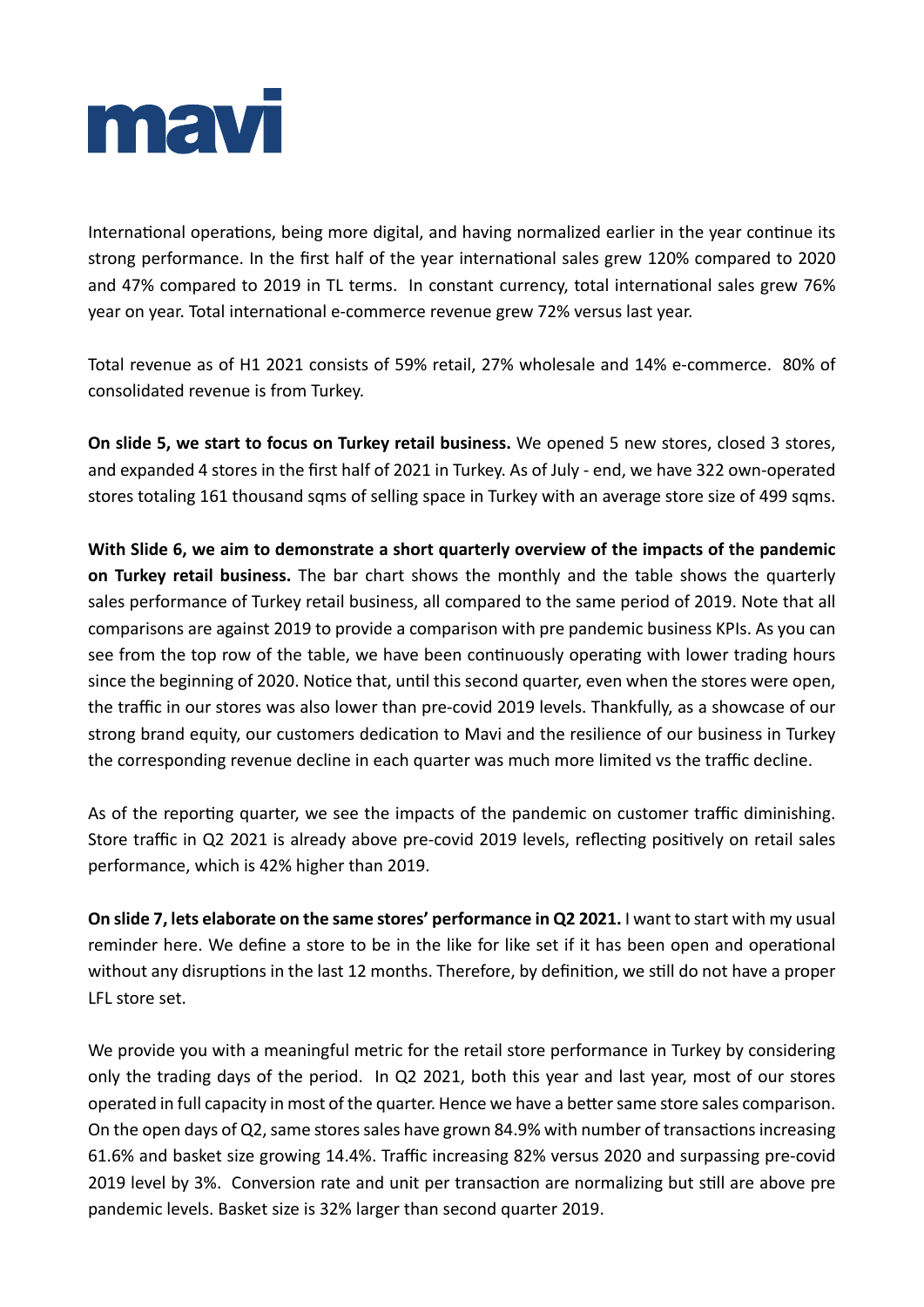International operations, being more digital, and having normalized earlier in the year continue its strong performance. In the first half of the year international sales grew 120% compared to 2020 and 47% compared to 2019 in TL terms. In constant currency, total international sales grew 76% year on year. Total international e-commerce revenue grew 72% versus last year.

Total revenue as of H1 2021 consists of 59% retail, 27% wholesale and 14% e-commerce. 80% of consolidated revenue is from Turkey.

**On slide 5, we start to focus on Turkey retail business.** We opened 5 new stores, closed 3 stores, and expanded 4 stores in the first half of 2021 in Turkey. As of July - end, we have 322 own-operated stores totaling 161 thousand sqms of selling space in Turkey with an average store size of 499 sqms.

**With Slide 6, we aim to demonstrate a short quarterly overview of the impacts of the pandemic on Turkey retail business.** The bar chart shows the monthly and the table shows the quarterly sales performance of Turkey retail business, all compared to the same period of 2019. Note that all comparisons are against 2019 to provide a comparison with pre pandemic business KPIs. As you can see from the top row of the table, we have been continuously operating with lower trading hours since the beginning of 2020. Notice that, until this second quarter, even when the stores were open, the traffic in our stores was also lower than pre-covid 2019 levels. Thankfully, as a showcase of our strong brand equity, our customers dedication to Mavi and the resilience of our business in Turkey the corresponding revenue decline in each quarter was much more limited vs the traffic decline.

As of the reporting quarter, we see the impacts of the pandemic on customer traffic diminishing. Store traffic in Q2 2021 is already above pre-covid 2019 levels, reflecting positively on retail sales performance, which is 42% higher than 2019.

**On slide 7, lets elaborate on the same stores' performance in Q2 2021.** I want to start with my usual reminder here. We define a store to be in the like for like set if it has been open and operational without any disruptions in the last 12 months. Therefore, by definition, we still do not have a proper LFL store set.

We provide you with a meaningful metric for the retail store performance in Turkey by considering only the trading days of the period. In Q2 2021, both this year and last year, most of our stores operated in full capacity in most of the quarter. Hence we have a better same store sales comparison. On the open days of Q2, same stores sales have grown 84.9% with number of transactions increasing 61.6% and basket size growing 14.4%. Traffic increasing 82% versus 2020 and surpassing pre-covid 2019 level by 3%. Conversion rate and unit per transaction are normalizing but still are above pre pandemic levels. Basket size is 32% larger than second quarter 2019.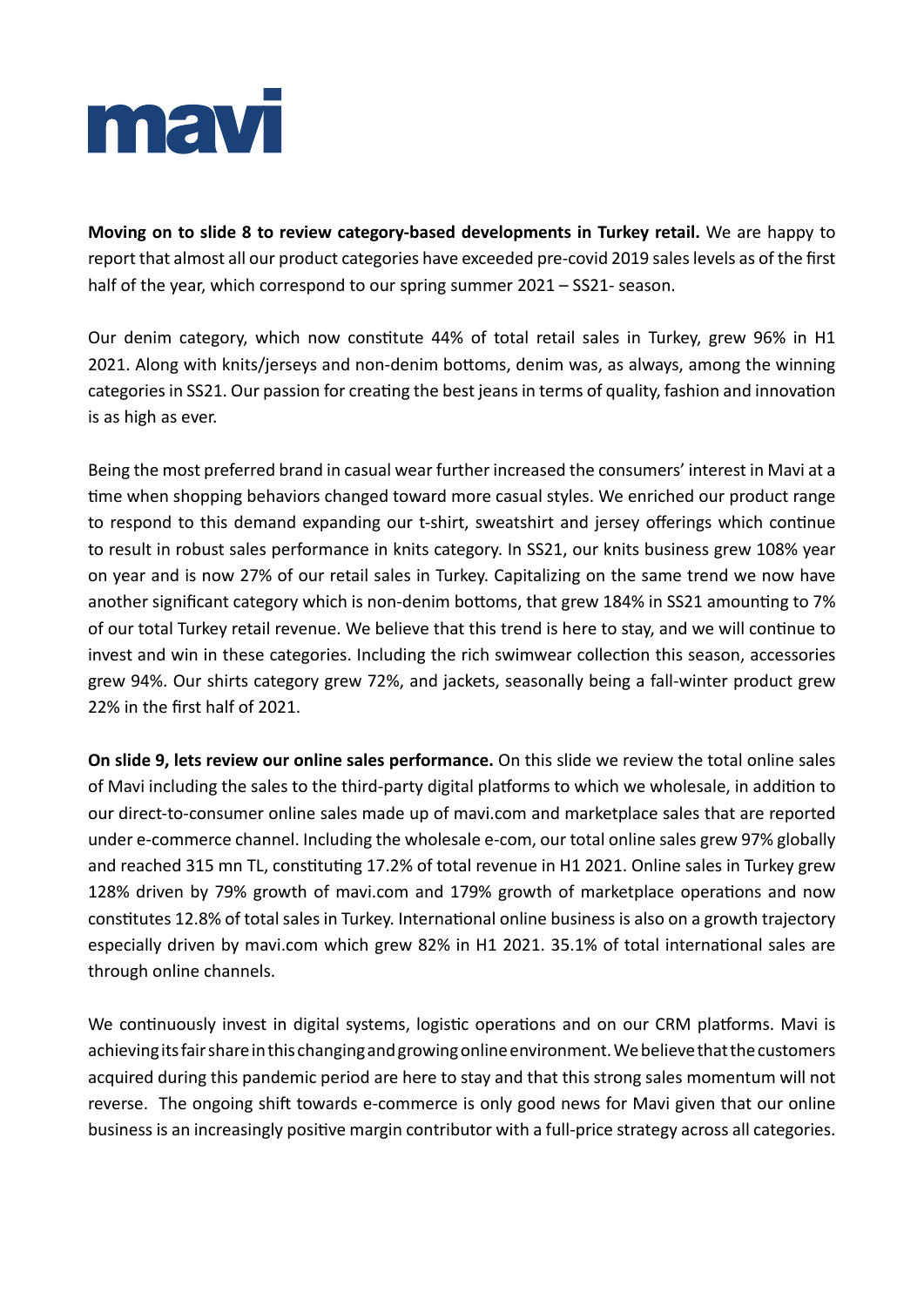**Moving on to slide 8 to review category-based developments in Turkey retail.** We are happy to report that almost all our product categories have exceeded pre-covid 2019 sales levels as of the first half of the year, which correspond to our spring summer 2021 – SS21- season.

Our denim category, which now constitute 44% of total retail sales in Turkey, grew 96% in H1 2021. Along with knits/jerseys and non-denim bottoms, denim was, as always, among the winning categories in SS21. Our passion for creating the best jeans in terms of quality, fashion and innovation is as high as ever.

Being the most preferred brand in casual wear further increased the consumers' interest in Mavi at a time when shopping behaviors changed toward more casual styles. We enriched our product range to respond to this demand expanding our t-shirt, sweatshirt and jersey offerings which continue to result in robust sales performance in knits category. In SS21, our knits business grew 108% year on year and is now 27% of our retail sales in Turkey. Capitalizing on the same trend we now have another significant category which is non-denim bottoms, that grew 184% in SS21 amounting to 7% of our total Turkey retail revenue. We believe that this trend is here to stay, and we will continue to invest and win in these categories. Including the rich swimwear collection this season, accessories grew 94%. Our shirts category grew 72%, and jackets, seasonally being a fall-winter product grew 22% in the first half of 2021.

**On slide 9, lets review our online sales performance.** On this slide we review the total online sales of Mavi including the sales to the third-party digital platforms to which we wholesale, in addition to our direct-to-consumer online sales made up of mavi.com and marketplace sales that are reported under e-commerce channel. Including the wholesale e-com, our total online sales grew 97% globally and reached 315 mn TL, constituting 17.2% of total revenue in H1 2021. Online sales in Turkey grew 128% driven by 79% growth of mavi.com and 179% growth of marketplace operations and now constitutes 12.8% of total sales in Turkey. International online business is also on a growth trajectory especially driven by mavi.com which grew 82% in H1 2021. 35.1% of total international sales are through online channels.

We continuously invest in digital systems, logistic operations and on our CRM platforms. Mavi is achieving its fair share in this changing and growing online environment. We believe that the customers acquired during this pandemic period are here to stay and that this strong sales momentum will not reverse. The ongoing shift towards e-commerce is only good news for Mavi given that our online business is an increasingly positive margin contributor with a full-price strategy across all categories.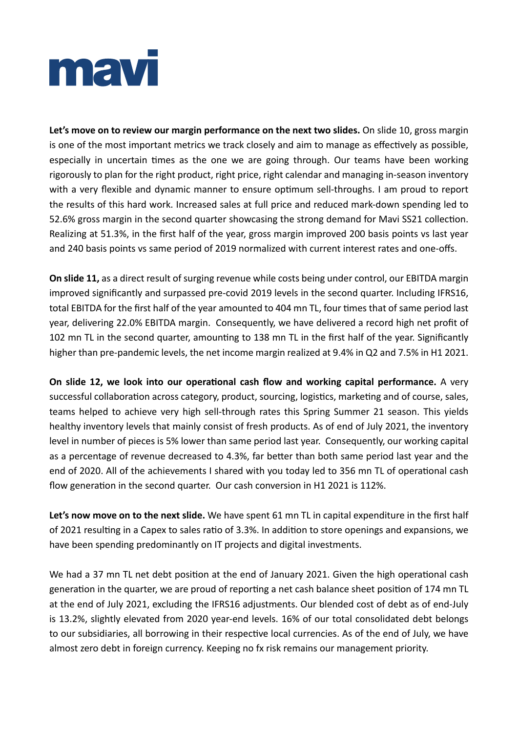**Let's move on to review our margin performance on the next two slides.** On slide 10, gross margin is one of the most important metrics we track closely and aim to manage as effectively as possible, especially in uncertain times as the one we are going through. Our teams have been working rigorously to plan for the right product, right price, right calendar and managing in-season inventory with a very flexible and dynamic manner to ensure optimum sell-throughs. I am proud to report the results of this hard work. Increased sales at full price and reduced mark-down spending led to 52.6% gross margin in the second quarter showcasing the strong demand for Mavi SS21 collection. Realizing at 51.3%, in the first half of the year, gross margin improved 200 basis points vs last year and 240 basis points vs same period of 2019 normalized with current interest rates and one-offs.

**On slide 11,** as a direct result of surging revenue while costs being under control, our EBITDA margin improved significantly and surpassed pre-covid 2019 levels in the second quarter. Including IFRS16, total EBITDA for the first half of the year amounted to 404 mn TL, four times that of same period last year, delivering 22.0% EBITDA margin. Consequently, we have delivered a record high net profit of 102 mn TL in the second quarter, amounting to 138 mn TL in the first half of the year. Significantly higher than pre-pandemic levels, the net income margin realized at 9.4% in Q2 and 7.5% in H1 2021.

**On slide 12, we look into our operational cash flow and working capital performance.** A very successful collaboration across category, product, sourcing, logistics, marketing and of course, sales, teams helped to achieve very high sell-through rates this Spring Summer 21 season. This yields healthy inventory levels that mainly consist of fresh products. As of end of July 2021, the inventory level in number of pieces is 5% lower than same period last year. Consequently, our working capital as a percentage of revenue decreased to 4.3%, far better than both same period last year and the end of 2020. All of the achievements I shared with you today led to 356 mn TL of operational cash flow generation in the second quarter. Our cash conversion in H1 2021 is 112%.

**Let's now move on to the next slide.** We have spent 61 mn TL in capital expenditure in the first half of 2021 resulting in a Capex to sales ratio of 3.3%. In addition to store openings and expansions, we have been spending predominantly on IT projects and digital investments.

We had a 37 mn TL net debt position at the end of January 2021. Given the high operational cash generation in the quarter, we are proud of reporting a net cash balance sheet position of 174 mn TL at the end of July 2021, excluding the IFRS16 adjustments. Our blended cost of debt as of end-July is 13.2%, slightly elevated from 2020 year-end levels. 16% of our total consolidated debt belongs to our subsidiaries, all borrowing in their respective local currencies. As of the end of July, we have almost zero debt in foreign currency. Keeping no fx risk remains our management priority.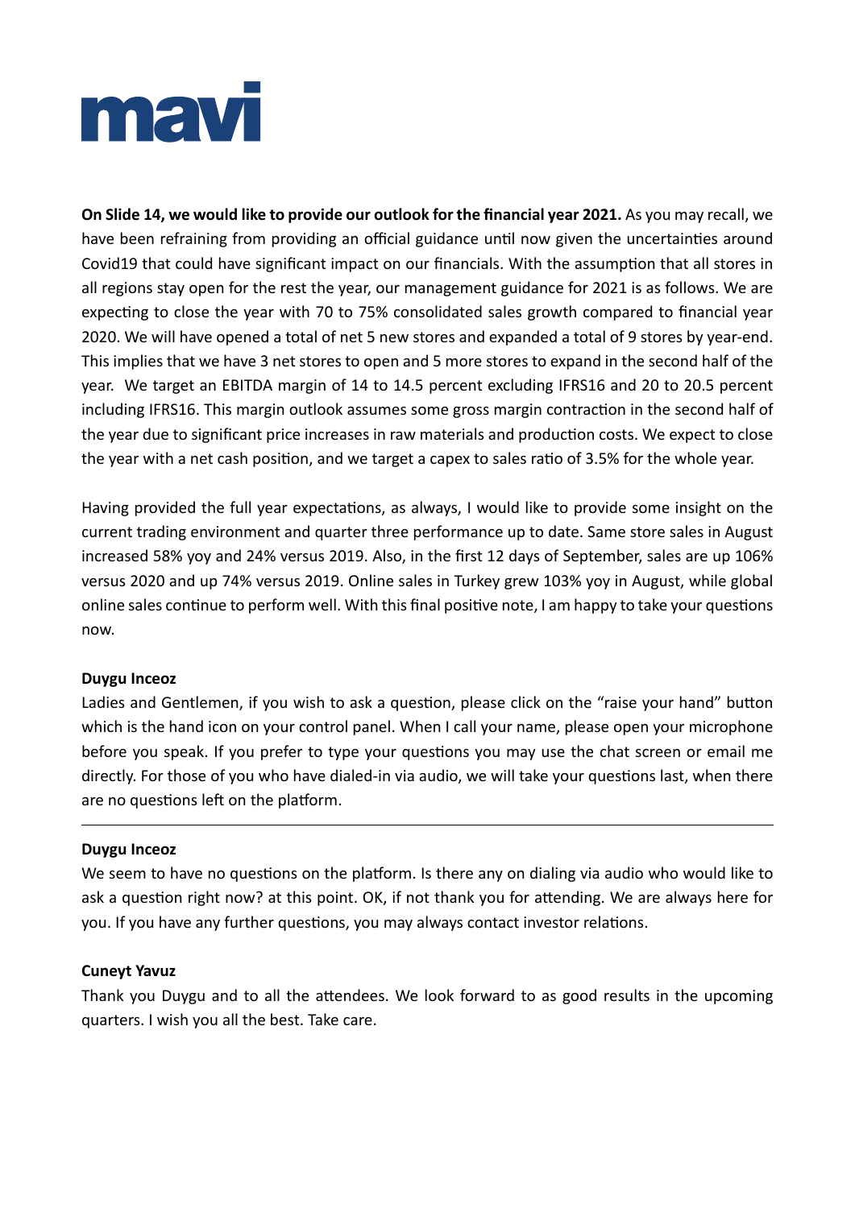**On Slide 14, we would like to provide our outlook for the financial year 2021.** As you may recall, we have been refraining from providing an official guidance until now given the uncertainties around Covid19 that could have significant impact on our financials. With the assumption that all stores in all regions stay open for the rest the year, our management guidance for 2021 is as follows. We are expecting to close the year with 70 to 75% consolidated sales growth compared to financial year 2020. We will have opened a total of net 5 new stores and expanded a total of 9 stores by year-end. This implies that we have 3 net stores to open and 5 more stores to expand in the second half of the year. We target an EBITDA margin of 14 to 14.5 percent excluding IFRS16 and 20 to 20.5 percent including IFRS16. This margin outlook assumes some gross margin contraction in the second half of the year due to significant price increases in raw materials and production costs. We expect to close the year with a net cash position, and we target a capex to sales ratio of 3.5% for the whole year.

Having provided the full year expectations, as always, I would like to provide some insight on the current trading environment and quarter three performance up to date. Same store sales in August increased 58% yoy and 24% versus 2019. Also, in the first 12 days of September, sales are up 106% versus 2020 and up 74% versus 2019. Online sales in Turkey grew 103% yoy in August, while global online sales continue to perform well. With this final positive note, I am happy to take your questions now.

**Duygu Inceoz**
Ladies and Gentlemen, if you wish to ask a question, please click on the "raise your hand" button which is the hand icon on your control panel. When I call your name, please open your microphone before you speak. If you prefer to type your questions you may use the chat screen or email me directly. For those of you who have dialed-in via audio, we will take your questions last, when there are no questions left on the platform.

---

**Duygu Inceoz**
We seem to have no questions on the platform. Is there any on dialing via audio who would like to ask a question right now? at this point. OK, if not thank you for attending. We are always here for you. If you have any further questions, you may always contact investor relations.

**Cuneyt Yavuz**
Thank you Duygu and to all the attendees. We look forward to as good results in the upcoming quarters. I wish you all the best. Take care.